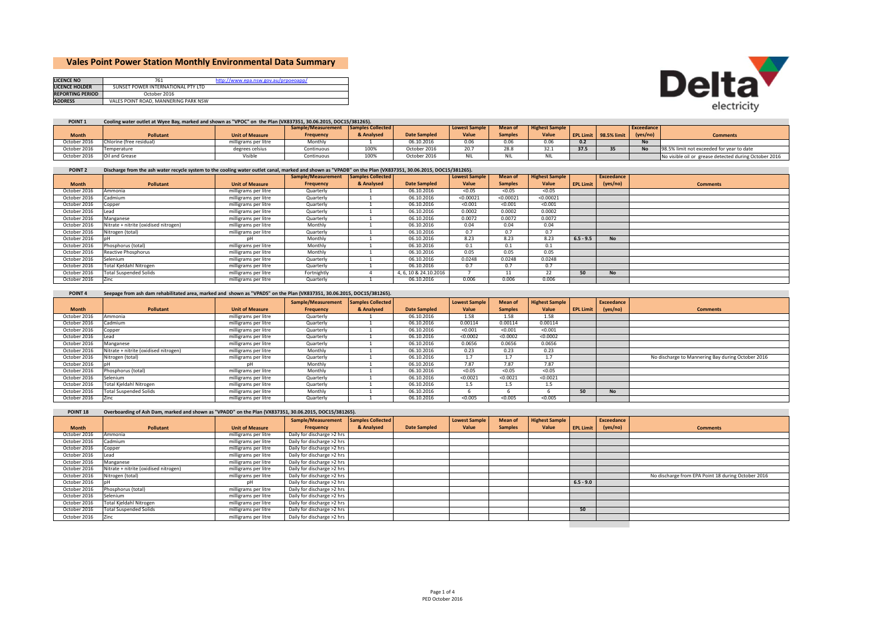# Vales Point Power Station Monthly Environmental Data Summary

| | | |
|---|---|---|
| **LICENCE NO** | 761 | http://www.epa.nsw.gov.au/prpoeoapp/ |
| **LICENCE HOLDER** | SUNSET POWER INTERNATIONAL PTY LTD | |
| **REPORTING PERIOD** | October 2016 | |
| **ADDRESS** | VALES POINT ROAD, MANNERING PARK NSW | |

Delta electricity

**POINT 1** Cooling water outlet at Wyee Bay, marked and shown as "VPOC" on the Plan (VX837351, 30.06.2015, DOC15/381265).

| Month | Pollutant | Unit of Measure | Sample/Measurement Frequency | Samples Collected & Analysed | Date Sampled | Lowest Sample Value | Mean of Samples | Highest Sample Value | EPL Limit | 98.5% limit | Exceedance (yes/no) | Comments |
|---|---|---|---|---|---|---|---|---|---|---|---|---|
| October 2016 | Chlorine (free residual) | milligrams per litre | Monthly | 1 | 06.10.2016 | 0.06 | 0.06 | 0.06 | 0.2 | | No | |
| October 2016 | Temperature | degrees celsius | Continuous | 100% | October 2016 | 20.7 | 28.8 | 32.1 | 37.5 | 35 | No | 98.5% limit not exceeded for year to date |
| October 2016 | Oil and Grease | Visible | Continuous | 100% | October 2016 | NIL | NIL | NIL | | | | No visible oil or grease detected during October 2016 |

**POINT 2** Discharge from the ash water recycle system to the cooling water outlet canal, marked and shown as "VPADB" on the Plan (VX837351, 30.06.2015, DOC15/381265).

| Month | Pollutant | Unit of Measure | Sample/Measurement Frequency | Samples Collected & Analysed | Date Sampled | Lowest Sample Value | Mean of Samples | Highest Sample Value | EPL Limit | Exceedance (yes/no) | Comments |
|---|---|---|---|---|---|---|---|---|---|---|---|
| October 2016 | Ammonia | milligrams per litre | Quarterly | 1 | 06.10.2016 | <0.05 | <0.05 | <0.05 | | | |
| October 2016 | Cadmium | milligrams per litre | Quarterly | 1 | 06.10.2016 | <0.00021 | <0.00021 | <0.00021 | | | |
| October 2016 | Copper | milligrams per litre | Quarterly | 1 | 06.10.2016 | <0.001 | <0.001 | <0.001 | | | |
| October 2016 | Lead | milligrams per litre | Quarterly | 1 | 06.10.2016 | 0.0002 | 0.0002 | 0.0002 | | | |
| October 2016 | Manganese | milligrams per litre | Quarterly | 1 | 06.10.2016 | 0.0072 | 0.0072 | 0.0072 | | | |
| October 2016 | Nitrate + nitrite (oxidised nitrogen) | milligrams per litre | Monthly | 1 | 06.10.2016 | 0.04 | 0.04 | 0.04 | | | |
| October 2016 | Nitrogen (total) | milligrams per litre | Quarterly | 1 | 06.10.2016 | 0.7 | 0.7 | 0.7 | | | |
| October 2016 | pH | pH | Monthly | 1 | 06.10.2016 | 8.23 | 8.23 | 8.23 | 6.5 - 9.5 | No | |
| October 2016 | Phosphorus (total) | milligrams per litre | Monthly | 1 | 06.10.2016 | 0.1 | 0.1 | 0.1 | | | |
| October 2016 | Reactive Phosphorus | milligrams per litre | Monthly | 1 | 06.10.2016 | 0.05 | 0.05 | 0.05 | | | |
| October 2016 | Selenium | milligrams per litre | Quarterly | 1 | 06.10.2016 | 0.0248 | 0.0248 | 0.0248 | | | |
| October 2016 | Total Kjeldahl Nitrogen | milligrams per litre | Quarterly | 1 | 06.10.2016 | 0.7 | 0.7 | 0.7 | | | |
| October 2016 | Total Suspended Solids | milligrams per litre | Fortnightly | 4 | 4, 6, 10 & 24.10.2016 | 7 | 11 | 22 | 50 | No | |
| October 2016 | Zinc | milligrams per litre | Quarterly | 1 | 06.10.2016 | 0.006 | 0.006 | 0.006 | | | |

**POINT 4** Seepage from ash dam rehabilitated area, marked and shown as "VPADS" on the Plan (VX837351, 30.06.2015, DOC15/381265).

| Month | Pollutant | Unit of Measure | Sample/Measurement Frequency | Samples Collected & Analysed | Date Sampled | Lowest Sample Value | Mean of Samples | Highest Sample Value | EPL Limit | Exceedance (yes/no) | Comments |
|---|---|---|---|---|---|---|---|---|---|---|---|
| October 2016 | Ammonia | milligrams per litre | Quarterly | 1 | 06.10.2016 | 1.58 | 1.58 | 1.58 | | | |
| October 2016 | Cadmium | milligrams per litre | Quarterly | 1 | 06.10.2016 | 0.00114 | 0.00114 | 0.00114 | | | |
| October 2016 | Copper | milligrams per litre | Quarterly | 1 | 06.10.2016 | <0.001 | <0.001 | <0.001 | | | |
| October 2016 | Lead | milligrams per litre | Quarterly | 1 | 06.10.2016 | <0.0002 | <0.0002 | <0.0002 | | | |
| October 2016 | Manganese | milligrams per litre | Quarterly | 1 | 06.10.2016 | 0.0656 | 0.0656 | 0.0656 | | | |
| October 2016 | Nitrate + nitrite (oxidised nitrogen) | milligrams per litre | Monthly | 1 | 06.10.2016 | 0.23 | 0.23 | 0.23 | | | |
| October 2016 | Nitrogen (total) | milligrams per litre | Quarterly | 1 | 06.10.2016 | 1.7 | 1.7 | 1.7 | | | No discharge to Mannering Bay during October 2016 |
| October 2016 | pH | pH | Monthly | 1 | 06.10.2016 | 7.87 | 7.87 | 7.87 | | | |
| October 2016 | Phosphorus (total) | milligrams per litre | Monthly | 1 | 06.10.2016 | <0.05 | <0.05 | <0.05 | | | |
| October 2016 | Selenium | milligrams per litre | Quarterly | 1 | 06.10.2016 | <0.0021 | <0.0021 | <0.0021 | | | |
| October 2016 | Total Kjeldahl Nitrogen | milligrams per litre | Quarterly | 1 | 06.10.2016 | 1.5 | 1.5 | 1.5 | | | |
| October 2016 | Total Suspended Solids | milligrams per litre | Monthly | 1 | 06.10.2016 | 6 | 6 | 6 | 50 | No | |
| October 2016 | Zinc | milligrams per litre | Quarterly | 1 | 06.10.2016 | <0.005 | <0.005 | <0.005 | | | |

**POINT 18** Overboarding of Ash Dam, marked and shown as "VPADD" on the Plan (VX837351, 30.06.2015, DOC15/381265).

| Month | Pollutant | Unit of Measure | Sample/Measurement Frequency | Samples Collected & Analysed | Date Sampled | Lowest Sample Value | Mean of Samples | Highest Sample Value | EPL Limit | Exceedance (yes/no) | Comments |
|---|---|---|---|---|---|---|---|---|---|---|---|
| October 2016 | Ammonia | milligrams per litre | Daily for discharge >2 hrs | | | | | | | | |
| October 2016 | Cadmium | milligrams per litre | Daily for discharge >2 hrs | | | | | | | | |
| October 2016 | Copper | milligrams per litre | Daily for discharge >2 hrs | | | | | | | | |
| October 2016 | Lead | milligrams per litre | Daily for discharge >2 hrs | | | | | | | | |
| October 2016 | Manganese | milligrams per litre | Daily for discharge >2 hrs | | | | | | | | |
| October 2016 | Nitrate + nitrite (oxidised nitrogen) | milligrams per litre | Daily for discharge >2 hrs | | | | | | | | |
| October 2016 | Nitrogen (total) | milligrams per litre | Daily for discharge >2 hrs | | | | | | | | No discharge from EPA Point 18 during October 2016 |
| October 2016 | pH | pH | Daily for discharge >2 hrs | | | | | | 6.5 - 9.0 | | |
| October 2016 | Phosphorus (total) | milligrams per litre | Daily for discharge >2 hrs | | | | | | | | |
| October 2016 | Selenium | milligrams per litre | Daily for discharge >2 hrs | | | | | | | | |
| October 2016 | Total Kjeldahl Nitrogen | milligrams per litre | Daily for discharge >2 hrs | | | | | | | | |
| October 2016 | Total Suspended Solids | milligrams per litre | Daily for discharge >2 hrs | | | | | | 50 | | |
| October 2016 | Zinc | milligrams per litre | Daily for discharge >2 hrs | | | | | | | | |

PED October 2016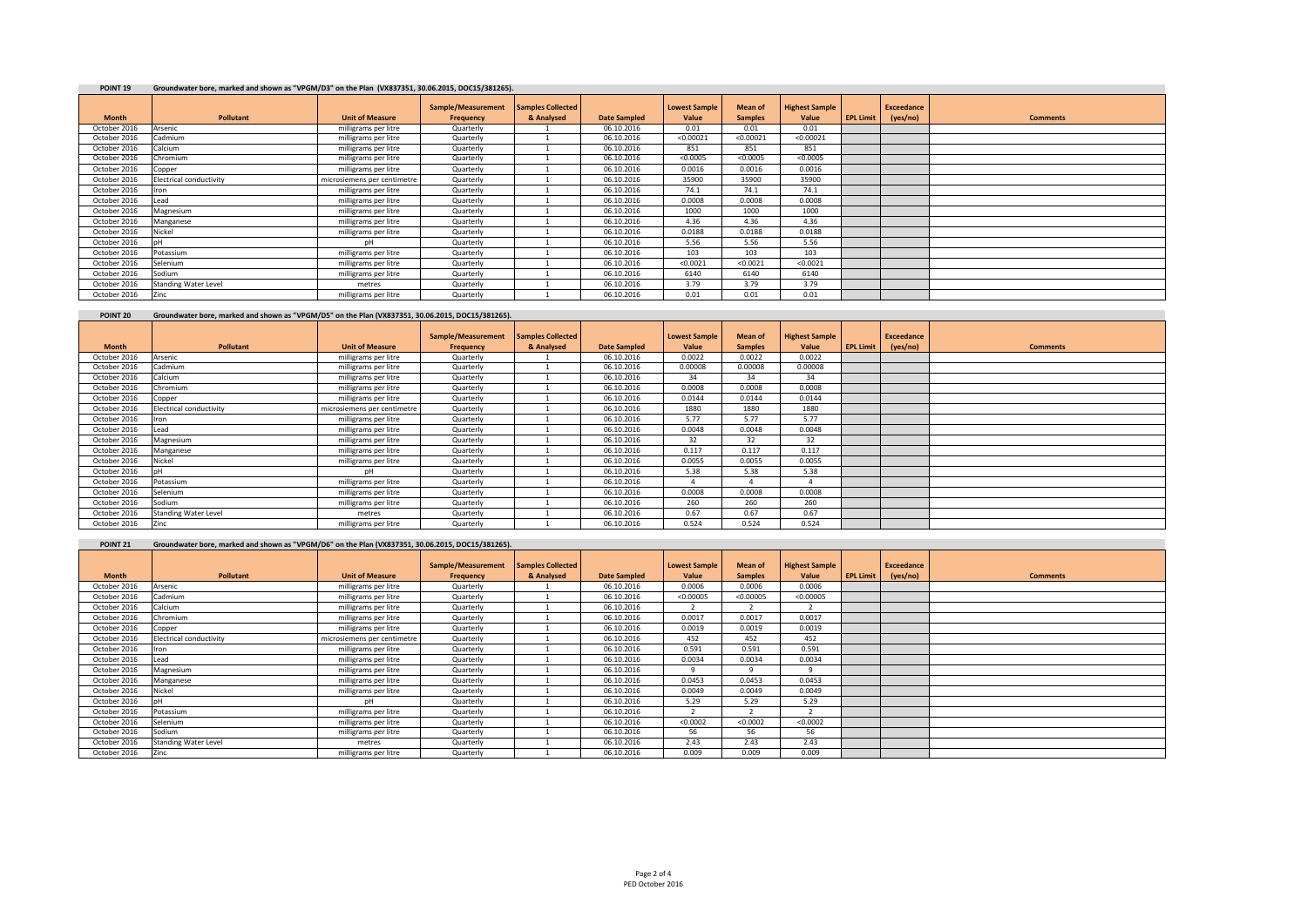**POINT 19** Groundwater bore, marked and shown as "VPGM/D3" on the Plan (VX837351, 30.06.2015, DOC15/381265).

| Month | Pollutant | Unit of Measure | Sample/Measurement Frequency | Samples Collected & Analysed | Date Sampled | Lowest Sample Value | Mean of Samples | Highest Sample Value | EPL Limit | Exceedance (yes/no) | Comments |
|---|---|---|---|---|---|---|---|---|---|---|---|
| October 2016 | Arsenic | milligrams per litre | Quarterly | 1 | 06.10.2016 | 0.01 | 0.01 | 0.01 | | | |
| October 2016 | Cadmium | milligrams per litre | Quarterly | 1 | 06.10.2016 | <0.00021 | <0.00021 | <0.00021 | | | |
| October 2016 | Calcium | milligrams per litre | Quarterly | 1 | 06.10.2016 | 851 | 851 | 851 | | | |
| October 2016 | Chromium | milligrams per litre | Quarterly | 1 | 06.10.2016 | <0.0005 | <0.0005 | <0.0005 | | | |
| October 2016 | Copper | milligrams per litre | Quarterly | 1 | 06.10.2016 | 0.0016 | 0.0016 | 0.0016 | | | |
| October 2016 | Electrical conductivity | microsiemens per centimetre | Quarterly | 1 | 06.10.2016 | 35900 | 35900 | 35900 | | | |
| October 2016 | Iron | milligrams per litre | Quarterly | 1 | 06.10.2016 | 74.1 | 74.1 | 74.1 | | | |
| October 2016 | Lead | milligrams per litre | Quarterly | 1 | 06.10.2016 | 0.0008 | 0.0008 | 0.0008 | | | |
| October 2016 | Magnesium | milligrams per litre | Quarterly | 1 | 06.10.2016 | 1000 | 1000 | 1000 | | | |
| October 2016 | Manganese | milligrams per litre | Quarterly | 1 | 06.10.2016 | 4.36 | 4.36 | 4.36 | | | |
| October 2016 | Nickel | milligrams per litre | Quarterly | 1 | 06.10.2016 | 0.0188 | 0.0188 | 0.0188 | | | |
| October 2016 | pH | pH | Quarterly | 1 | 06.10.2016 | 5.56 | 5.56 | 5.56 | | | |
| October 2016 | Potassium | milligrams per litre | Quarterly | 1 | 06.10.2016 | 103 | 103 | 103 | | | |
| October 2016 | Selenium | milligrams per litre | Quarterly | 1 | 06.10.2016 | <0.0021 | <0.0021 | <0.0021 | | | |
| October 2016 | Sodium | milligrams per litre | Quarterly | 1 | 06.10.2016 | 6140 | 6140 | 6140 | | | |
| October 2016 | Standing Water Level | metres | Quarterly | 1 | 06.10.2016 | 3.79 | 3.79 | 3.79 | | | |
| October 2016 | Zinc | milligrams per litre | Quarterly | 1 | 06.10.2016 | 0.01 | 0.01 | 0.01 | | | |

**POINT 20** Groundwater bore, marked and shown as "VPGM/D5" on the Plan (VX837351, 30.06.2015, DOC15/381265).

| Month | Pollutant | Unit of Measure | Sample/Measurement Frequency | Samples Collected & Analysed | Date Sampled | Lowest Sample Value | Mean of Samples | Highest Sample Value | EPL Limit | Exceedance (yes/no) | Comments |
|---|---|---|---|---|---|---|---|---|---|---|---|
| October 2016 | Arsenic | milligrams per litre | Quarterly | 1 | 06.10.2016 | 0.0022 | 0.0022 | 0.0022 | | | |
| October 2016 | Cadmium | milligrams per litre | Quarterly | 1 | 06.10.2016 | 0.00008 | 0.00008 | 0.00008 | | | |
| October 2016 | Calcium | milligrams per litre | Quarterly | 1 | 06.10.2016 | 34 | 34 | 34 | | | |
| October 2016 | Chromium | milligrams per litre | Quarterly | 1 | 06.10.2016 | 0.0008 | 0.0008 | 0.0008 | | | |
| October 2016 | Copper | milligrams per litre | Quarterly | 1 | 06.10.2016 | 0.0144 | 0.0144 | 0.0144 | | | |
| October 2016 | Electrical conductivity | microsiemens per centimetre | Quarterly | 1 | 06.10.2016 | 1880 | 1880 | 1880 | | | |
| October 2016 | Iron | milligrams per litre | Quarterly | 1 | 06.10.2016 | 5.77 | 5.77 | 5.77 | | | |
| October 2016 | Lead | milligrams per litre | Quarterly | 1 | 06.10.2016 | 0.0048 | 0.0048 | 0.0048 | | | |
| October 2016 | Magnesium | milligrams per litre | Quarterly | 1 | 06.10.2016 | 32 | 32 | 32 | | | |
| October 2016 | Manganese | milligrams per litre | Quarterly | 1 | 06.10.2016 | 0.117 | 0.117 | 0.117 | | | |
| October 2016 | Nickel | milligrams per litre | Quarterly | 1 | 06.10.2016 | 0.0055 | 0.0055 | 0.0055 | | | |
| October 2016 | pH | pH | Quarterly | 1 | 06.10.2016 | 5.38 | 5.38 | 5.38 | | | |
| October 2016 | Potassium | milligrams per litre | Quarterly | 1 | 06.10.2016 | 4 | 4 | 4 | | | |
| October 2016 | Selenium | milligrams per litre | Quarterly | 1 | 06.10.2016 | 0.0008 | 0.0008 | 0.0008 | | | |
| October 2016 | Sodium | milligrams per litre | Quarterly | 1 | 06.10.2016 | 260 | 260 | 260 | | | |
| October 2016 | Standing Water Level | metres | Quarterly | 1 | 06.10.2016 | 0.67 | 0.67 | 0.67 | | | |
| October 2016 | Zinc | milligrams per litre | Quarterly | 1 | 06.10.2016 | 0.524 | 0.524 | 0.524 | | | |

**POINT 21** Groundwater bore, marked and shown as "VPGM/D6" on the Plan (VX837351, 30.06.2015, DOC15/381265).

| Month | Pollutant | Unit of Measure | Sample/Measurement Frequency | Samples Collected & Analysed | Date Sampled | Lowest Sample Value | Mean of Samples | Highest Sample Value | EPL Limit | Exceedance (yes/no) | Comments |
|---|---|---|---|---|---|---|---|---|---|---|---|
| October 2016 | Arsenic | milligrams per litre | Quarterly | 1 | 06.10.2016 | 0.0006 | 0.0006 | 0.0006 | | | |
| October 2016 | Cadmium | milligrams per litre | Quarterly | 1 | 06.10.2016 | <0.00005 | <0.00005 | <0.00005 | | | |
| October 2016 | Calcium | milligrams per litre | Quarterly | 1 | 06.10.2016 | 2 | 2 | 2 | | | |
| October 2016 | Chromium | milligrams per litre | Quarterly | 1 | 06.10.2016 | 0.0017 | 0.0017 | 0.0017 | | | |
| October 2016 | Copper | milligrams per litre | Quarterly | 1 | 06.10.2016 | 0.0019 | 0.0019 | 0.0019 | | | |
| October 2016 | Electrical conductivity | microsiemens per centimetre | Quarterly | 1 | 06.10.2016 | 452 | 452 | 452 | | | |
| October 2016 | Iron | milligrams per litre | Quarterly | 1 | 06.10.2016 | 0.591 | 0.591 | 0.591 | | | |
| October 2016 | Lead | milligrams per litre | Quarterly | 1 | 06.10.2016 | 0.0034 | 0.0034 | 0.0034 | | | |
| October 2016 | Magnesium | milligrams per litre | Quarterly | 1 | 06.10.2016 | 9 | 9 | 9 | | | |
| October 2016 | Manganese | milligrams per litre | Quarterly | 1 | 06.10.2016 | 0.0453 | 0.0453 | 0.0453 | | | |
| October 2016 | Nickel | milligrams per litre | Quarterly | 1 | 06.10.2016 | 0.0049 | 0.0049 | 0.0049 | | | |
| October 2016 | pH | pH | Quarterly | 1 | 06.10.2016 | 5.29 | 5.29 | 5.29 | | | |
| October 2016 | Potassium | milligrams per litre | Quarterly | 1 | 06.10.2016 | 2 | 2 | 2 | | | |
| October 2016 | Selenium | milligrams per litre | Quarterly | 1 | 06.10.2016 | <0.0002 | <0.0002 | <0.0002 | | | |
| October 2016 | Sodium | milligrams per litre | Quarterly | 1 | 06.10.2016 | 56 | 56 | 56 | | | |
| October 2016 | Standing Water Level | metres | Quarterly | 1 | 06.10.2016 | 2.43 | 2.43 | 2.43 | | | |
| October 2016 | Zinc | milligrams per litre | Quarterly | 1 | 06.10.2016 | 0.009 | 0.009 | 0.009 | | | |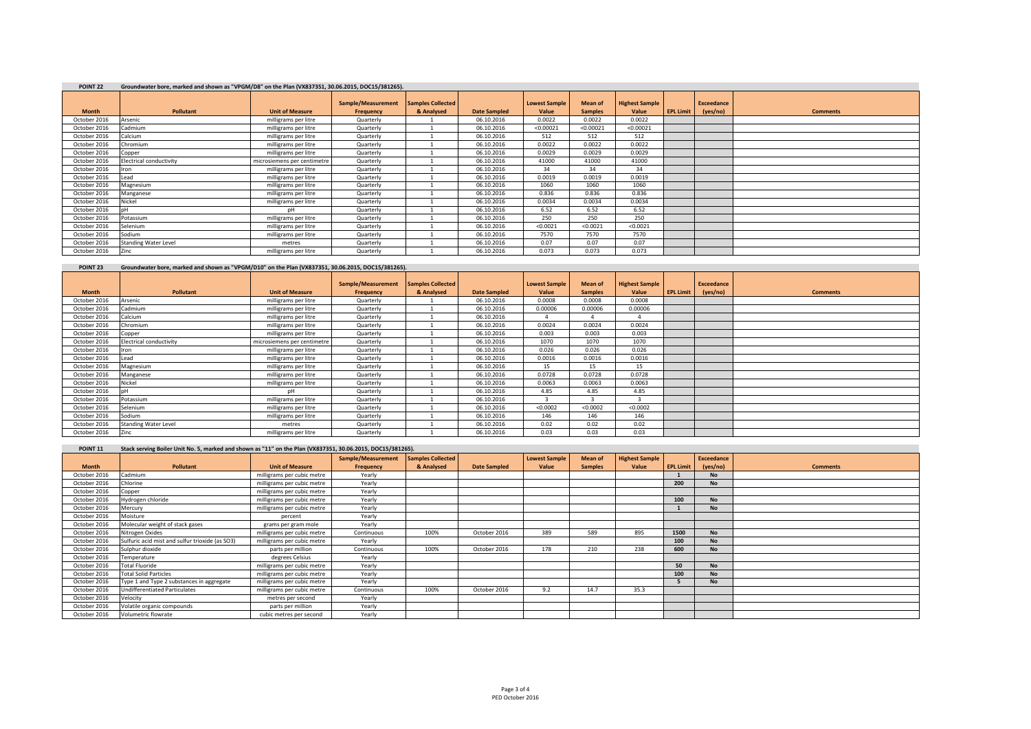**POINT 22** Groundwater bore, marked and shown as "VPGM/D8" on the Plan (VX837351, 30.06.2015, DOC15/381265).

| Month | Pollutant | Unit of Measure | Sample/Measurement Frequency | Samples Collected & Analysed | Date Sampled | Lowest Sample Value | Mean of Samples | Highest Sample Value | EPL Limit | Exceedance (yes/no) | Comments |
|---|---|---|---|---|---|---|---|---|---|---|---|
| October 2016 | Arsenic | milligrams per litre | Quarterly | 1 | 06.10.2016 | 0.0022 | 0.0022 | 0.0022 | | | |
| October 2016 | Cadmium | milligrams per litre | Quarterly | 1 | 06.10.2016 | <0.00021 | <0.00021 | <0.00021 | | | |
| October 2016 | Calcium | milligrams per litre | Quarterly | 1 | 06.10.2016 | 512 | 512 | 512 | | | |
| October 2016 | Chromium | milligrams per litre | Quarterly | 1 | 06.10.2016 | 0.0022 | 0.0022 | 0.0022 | | | |
| October 2016 | Copper | milligrams per litre | Quarterly | 1 | 06.10.2016 | 0.0029 | 0.0029 | 0.0029 | | | |
| October 2016 | Electrical conductivity | microsiemens per centimetre | Quarterly | 1 | 06.10.2016 | 41000 | 41000 | 41000 | | | |
| October 2016 | Iron | milligrams per litre | Quarterly | 1 | 06.10.2016 | 34 | 34 | 34 | | | |
| October 2016 | Lead | milligrams per litre | Quarterly | 1 | 06.10.2016 | 0.0019 | 0.0019 | 0.0019 | | | |
| October 2016 | Magnesium | milligrams per litre | Quarterly | 1 | 06.10.2016 | 1060 | 1060 | 1060 | | | |
| October 2016 | Manganese | milligrams per litre | Quarterly | 1 | 06.10.2016 | 0.836 | 0.836 | 0.836 | | | |
| October 2016 | Nickel | milligrams per litre | Quarterly | 1 | 06.10.2016 | 0.0034 | 0.0034 | 0.0034 | | | |
| October 2016 | pH | pH | Quarterly | 1 | 06.10.2016 | 6.52 | 6.52 | 6.52 | | | |
| October 2016 | Potassium | milligrams per litre | Quarterly | 1 | 06.10.2016 | 250 | 250 | 250 | | | |
| October 2016 | Selenium | milligrams per litre | Quarterly | 1 | 06.10.2016 | <0.0021 | <0.0021 | <0.0021 | | | |
| October 2016 | Sodium | milligrams per litre | Quarterly | 1 | 06.10.2016 | 7570 | 7570 | 7570 | | | |
| October 2016 | Standing Water Level | metres | Quarterly | 1 | 06.10.2016 | 0.07 | 0.07 | 0.07 | | | |
| October 2016 | Zinc | milligrams per litre | Quarterly | 1 | 06.10.2016 | 0.073 | 0.073 | 0.073 | | | |

**POINT 23** Groundwater bore, marked and shown as "VPGM/D10" on the Plan (VX837351, 30.06.2015, DOC15/381265).

| Month | Pollutant | Unit of Measure | Sample/Measurement Frequency | Samples Collected & Analysed | Date Sampled | Lowest Sample Value | Mean of Samples | Highest Sample Value | EPL Limit | Exceedance (yes/no) | Comments |
|---|---|---|---|---|---|---|---|---|---|---|---|
| October 2016 | Arsenic | milligrams per litre | Quarterly | 1 | 06.10.2016 | 0.0008 | 0.0008 | 0.0008 | | | |
| October 2016 | Cadmium | milligrams per litre | Quarterly | 1 | 06.10.2016 | 0.00006 | 0.00006 | 0.00006 | | | |
| October 2016 | Calcium | milligrams per litre | Quarterly | 1 | 06.10.2016 | 4 | 4 | 4 | | | |
| October 2016 | Chromium | milligrams per litre | Quarterly | 1 | 06.10.2016 | 0.0024 | 0.0024 | 0.0024 | | | |
| October 2016 | Copper | milligrams per litre | Quarterly | 1 | 06.10.2016 | 0.003 | 0.003 | 0.003 | | | |
| October 2016 | Electrical conductivity | microsiemens per centimetre | Quarterly | 1 | 06.10.2016 | 1070 | 1070 | 1070 | | | |
| October 2016 | Iron | milligrams per litre | Quarterly | 1 | 06.10.2016 | 0.026 | 0.026 | 0.026 | | | |
| October 2016 | Lead | milligrams per litre | Quarterly | 1 | 06.10.2016 | 0.0016 | 0.0016 | 0.0016 | | | |
| October 2016 | Magnesium | milligrams per litre | Quarterly | 1 | 06.10.2016 | 15 | 15 | 15 | | | |
| October 2016 | Manganese | milligrams per litre | Quarterly | 1 | 06.10.2016 | 0.0728 | 0.0728 | 0.0728 | | | |
| October 2016 | Nickel | milligrams per litre | Quarterly | 1 | 06.10.2016 | 0.0063 | 0.0063 | 0.0063 | | | |
| October 2016 | pH | pH | Quarterly | 1 | 06.10.2016 | 4.85 | 4.85 | 4.85 | | | |
| October 2016 | Potassium | milligrams per litre | Quarterly | 1 | 06.10.2016 | 3 | 3 | 3 | | | |
| October 2016 | Selenium | milligrams per litre | Quarterly | 1 | 06.10.2016 | <0.0002 | <0.0002 | <0.0002 | | | |
| October 2016 | Sodium | milligrams per litre | Quarterly | 1 | 06.10.2016 | 146 | 146 | 146 | | | |
| October 2016 | Standing Water Level | metres | Quarterly | 1 | 06.10.2016 | 0.02 | 0.02 | 0.02 | | | |
| October 2016 | Zinc | milligrams per litre | Quarterly | 1 | 06.10.2016 | 0.03 | 0.03 | 0.03 | | | |

**POINT 11** Stack serving Boiler Unit No. 5, marked and shown as "11" on the Plan (VX837351, 30.06.2015, DOC15/381265).

| Month | Pollutant | Unit of Measure | Sample/Measurement Frequency | Samples Collected & Analysed | Date Sampled | Lowest Sample Value | Mean of Samples | Highest Sample Value | EPL Limit | Exceedance (yes/no) | Comments |
|---|---|---|---|---|---|---|---|---|---|---|---|
| October 2016 | Cadmium | milligrams per cubic metre | Yearly | | | | | | 1 | No | |
| October 2016 | Chlorine | milligrams per cubic metre | Yearly | | | | | | 200 | No | |
| October 2016 | Copper | milligrams per cubic metre | Yearly | | | | | | | | |
| October 2016 | Hydrogen chloride | milligrams per cubic metre | Yearly | | | | | | 100 | No | |
| October 2016 | Mercury | milligrams per cubic metre | Yearly | | | | | | 1 | No | |
| October 2016 | Moisture | percent | Yearly | | | | | | | | |
| October 2016 | Molecular weight of stack gases | grams per gram mole | Yearly | | | | | | | | |
| October 2016 | Nitrogen Oxides | milligrams per cubic metre | Continuous | 100% | October 2016 | 389 | 589 | 895 | 1500 | No | |
| October 2016 | Sulfuric acid mist and sulfur trioxide (as SO3) | milligrams per cubic metre | Yearly | | | | | | 100 | No | |
| October 2016 | Sulphur dioxide | parts per million | Continuous | 100% | October 2016 | 178 | 210 | 238 | 600 | No | |
| October 2016 | Temperature | degrees Celsius | Yearly | | | | | | | | |
| October 2016 | Total Fluoride | milligrams per cubic metre | Yearly | | | | | | 50 | No | |
| October 2016 | Total Solid Particles | milligrams per cubic metre | Yearly | | | | | | 100 | No | |
| October 2016 | Type 1 and Type 2 substances in aggregate | milligrams per cubic metre | Yearly | | | | | | 5 | No | |
| October 2016 | Undifferentiated Particulates | milligrams per cubic metre | Continuous | 100% | October 2016 | 9.2 | 14.7 | 35.3 | | | |
| October 2016 | Velocity | metres per second | Yearly | | | | | | | | |
| October 2016 | Volatile organic compounds | parts per million | Yearly | | | | | | | | |
| October 2016 | Volumetric flowrate | cubic metres per second | Yearly | | | | | | | | |

PED October 2016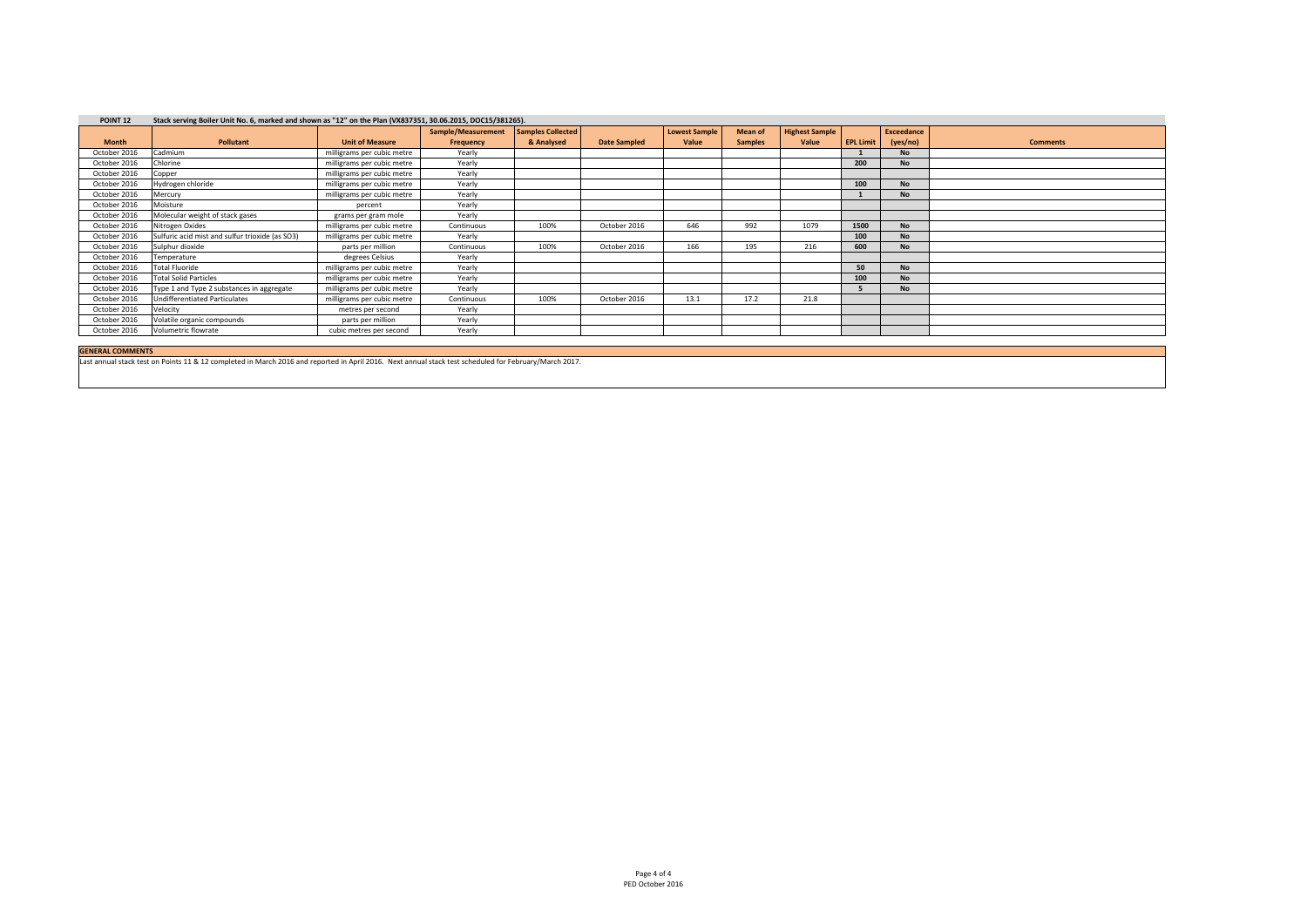**POINT 12** Stack serving Boiler Unit No. 6, marked and shown as "12" on the Plan (VX837351, 30.06.2015, DOC15/381265).

| Month | Pollutant | Unit of Measure | Sample/Measurement Frequency | Samples Collected & Analysed | Date Sampled | Lowest Sample Value | Mean of Samples | Highest Sample Value | EPL Limit | Exceedance (yes/no) | Comments |
|---|---|---|---|---|---|---|---|---|---|---|---|
| October 2016 | Cadmium | milligrams per cubic metre | Yearly | | | | | | 1 | No | |
| October 2016 | Chlorine | milligrams per cubic metre | Yearly | | | | | | 200 | No | |
| October 2016 | Copper | milligrams per cubic metre | Yearly | | | | | | | | |
| October 2016 | Hydrogen chloride | milligrams per cubic metre | Yearly | | | | | | 100 | No | |
| October 2016 | Mercury | milligrams per cubic metre | Yearly | | | | | | 1 | No | |
| October 2016 | Moisture | percent | Yearly | | | | | | | | |
| October 2016 | Molecular weight of stack gases | grams per gram mole | Yearly | | | | | | | | |
| October 2016 | Nitrogen Oxides | milligrams per cubic metre | Continuous | 100% | October 2016 | 646 | 992 | 1079 | 1500 | No | |
| October 2016 | Sulfuric acid mist and sulfur trioxide (as SO3) | milligrams per cubic metre | Yearly | | | | | | 100 | No | |
| October 2016 | Sulphur dioxide | parts per million | Continuous | 100% | October 2016 | 166 | 195 | 216 | 600 | No | |
| October 2016 | Temperature | degrees Celsius | Yearly | | | | | | | | |
| October 2016 | Total Fluoride | milligrams per cubic metre | Yearly | | | | | | 50 | No | |
| October 2016 | Total Solid Particles | milligrams per cubic metre | Yearly | | | | | | 100 | No | |
| October 2016 | Type 1 and Type 2 substances in aggregate | milligrams per cubic metre | Yearly | | | | | | 5 | No | |
| October 2016 | Undifferentiated Particulates | milligrams per cubic metre | Continuous | 100% | October 2016 | 13.1 | 17.2 | 21.8 | | | |
| October 2016 | Velocity | metres per second | Yearly | | | | | | | | |
| October 2016 | Volatile organic compounds | parts per million | Yearly | | | | | | | | |
| October 2016 | Volumetric flowrate | cubic metres per second | Yearly | | | | | | | | |

**GENERAL COMMENTS**

Last annual stack test on Points 11 & 12 completed in March 2016 and reported in April 2016. Next annual stack test scheduled for February/March 2017.